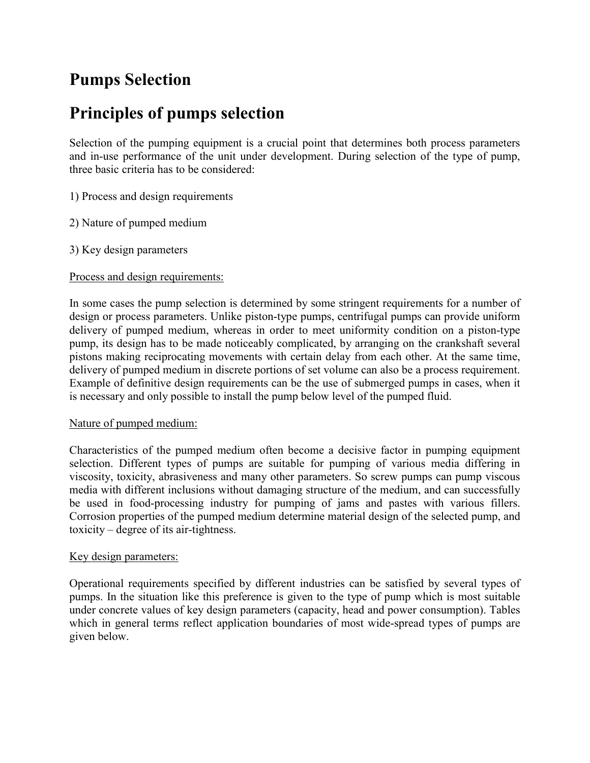# Pumps Selection

# Principles of pumps selection

Selection of the pumping equipment is a crucial point that determines both process parameters and in-use performance of the unit under development. During selection of the type of pump, three basic criteria has to be considered:

1) Process and design requirements

2) Nature of pumped medium

3) Key design parameters

<u>Process and design requirements:</u>

In some cases the pump selection is determined by some stringent requirements for a number of design or process parameters. Unlike piston-type pumps, centrifugal pumps can provide uniform delivery of pumped medium, whereas in order to meet uniformity condition on a piston-type pump, its design has to be made noticeably complicated, by arranging on the crankshaft several pistons making reciprocating movements with certain delay from each other. At the same time, delivery of pumped medium in discrete portions of set volume can also be a process requirement. Example of definitive design requirements can be the use of submerged pumps in cases, when it is necessary and only possible to install the pump below level of the pumped fluid.

<u>Nature of pumped medium:</u>

Characteristics of the pumped medium often become a decisive factor in pumping equipment selection. Different types of pumps are suitable for pumping of various media differing in viscosity, toxicity, abrasiveness and many other parameters. So screw pumps can pump viscous media with different inclusions without damaging structure of the medium, and can successfully be used in food-processing industry for pumping of jams and pastes with various fillers. Corrosion properties of the pumped medium determine material design of the selected pump, and toxicity – degree of its air-tightness.

<u>Key design parameters:</u>

Operational requirements specified by different industries can be satisfied by several types of pumps. In the situation like this preference is given to the type of pump which is most suitable under concrete values of key design parameters (capacity, head and power consumption). Tables which in general terms reflect application boundaries of most wide-spread types of pumps are given below.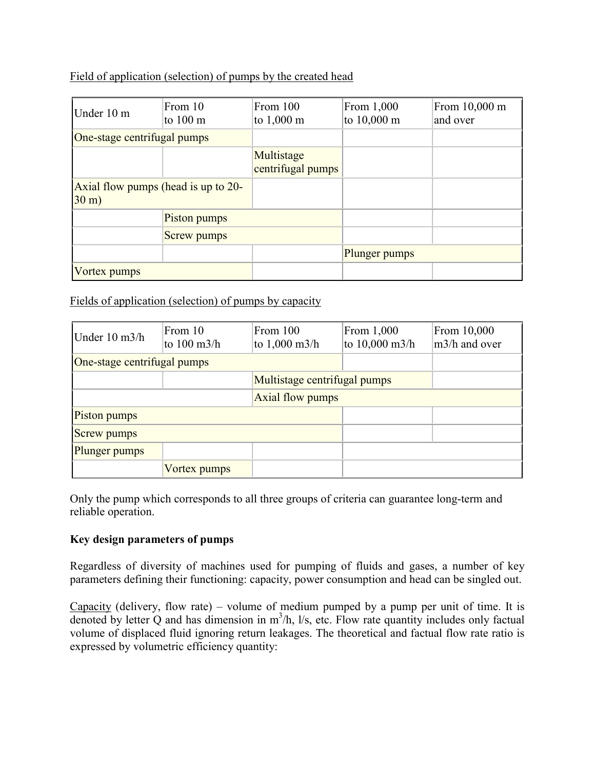Field of application (selection) of pumps by the created head

| Under 10 m | From 10 to 100 m | From 100 to 1,000 m | From 1,000 to 10,000 m | From 10,000 m and over |
|---|---|---|---|---|
| One-stage centrifugal pumps | | | | |
| | | Multistage centrifugal pumps | | |
| Axial flow pumps (head is up to 20-30 m) | | | | |
| | Piston pumps | | | |
| | Screw pumps | | | |
| | | | Plunger pumps | |
| Vortex pumps | | | | |

Fields of application (selection) of pumps by capacity

| Under 10 m3/h | From 10 to 100 m3/h | From 100 to 1,000 m3/h | From 1,000 to 10,000 m3/h | From 10,000 m3/h and over |
|---|---|---|---|---|
| One-stage centrifugal pumps | | | | |
| | | Multistage centrifugal pumps | | |
| | | Axial flow pumps | | |
| Piston pumps | | | | |
| Screw pumps | | | | |
| Plunger pumps | | | | |
| | Vortex pumps | | | |

Only the pump which corresponds to all three groups of criteria can guarantee long-term and reliable operation.

**Key design parameters of pumps**

Regardless of diversity of machines used for pumping of fluids and gases, a number of key parameters defining their functioning: capacity, power consumption and head can be singled out.

Capacity (delivery, flow rate) – volume of medium pumped by a pump per unit of time. It is denoted by letter Q and has dimension in $m^3$/h, l/s, etc. Flow rate quantity includes only factual volume of displaced fluid ignoring return leakages. The theoretical and factual flow rate ratio is expressed by volumetric efficiency quantity: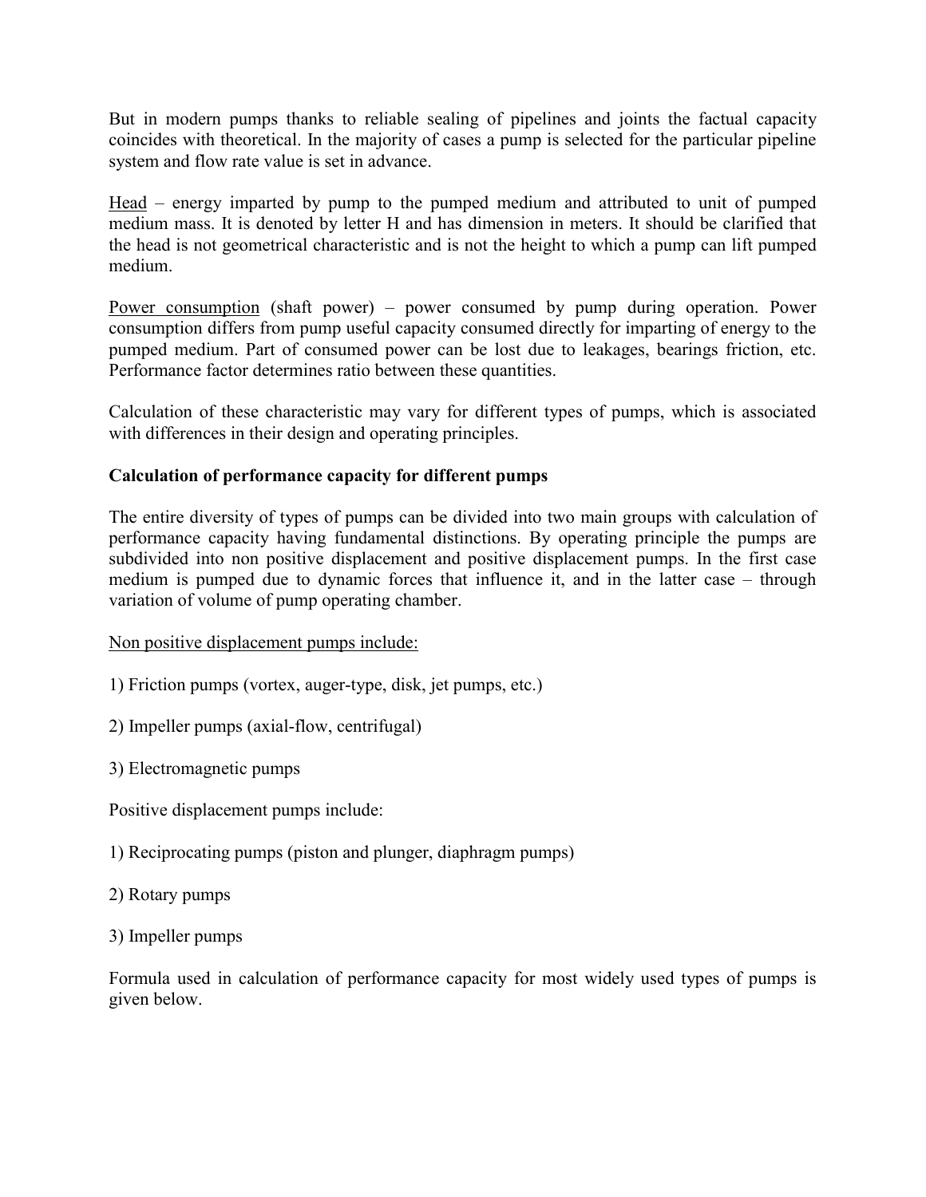But in modern pumps thanks to reliable sealing of pipelines and joints the factual capacity coincides with theoretical. In the majority of cases a pump is selected for the particular pipeline system and flow rate value is set in advance.

<u>Head</u> – energy imparted by pump to the pumped medium and attributed to unit of pumped medium mass. It is denoted by letter H and has dimension in meters. It should be clarified that the head is not geometrical characteristic and is not the height to which a pump can lift pumped medium.

<u>Power consumption</u> (shaft power) – power consumed by pump during operation. Power consumption differs from pump useful capacity consumed directly for imparting of energy to the pumped medium. Part of consumed power can be lost due to leakages, bearings friction, etc. Performance factor determines ratio between these quantities.

Calculation of these characteristic may vary for different types of pumps, which is associated with differences in their design and operating principles.

**Calculation of performance capacity for different pumps**

The entire diversity of types of pumps can be divided into two main groups with calculation of performance capacity having fundamental distinctions. By operating principle the pumps are subdivided into non positive displacement and positive displacement pumps. In the first case medium is pumped due to dynamic forces that influence it, and in the latter case – through variation of volume of pump operating chamber.

<u>Non positive displacement pumps include:</u>

1) Friction pumps (vortex, auger-type, disk, jet pumps, etc.)

2) Impeller pumps (axial-flow, centrifugal)

3) Electromagnetic pumps

Positive displacement pumps include:

1) Reciprocating pumps (piston and plunger, diaphragm pumps)

2) Rotary pumps

3) Impeller pumps

Formula used in calculation of performance capacity for most widely used types of pumps is given below.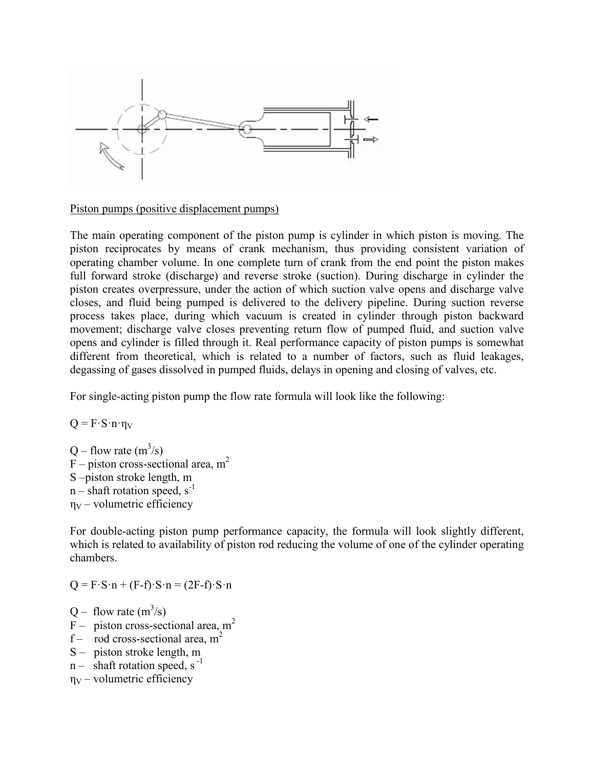Piston pumps (positive displacement pumps)

The main operating component of the piston pump is cylinder in which piston is moving. The piston reciprocates by means of crank mechanism, thus providing consistent variation of operating chamber volume. In one complete turn of crank from the end point the piston makes full forward stroke (discharge) and reverse stroke (suction). During discharge in cylinder the piston creates overpressure, under the action of which suction valve opens and discharge valve closes, and fluid being pumped is delivered to the delivery pipeline. During suction reverse process takes place, during which vacuum is created in cylinder through piston backward movement; discharge valve closes preventing return flow of pumped fluid, and suction valve opens and cylinder is filled through it. Real performance capacity of piston pumps is somewhat different from theoretical, which is related to a number of factors, such as fluid leakages, degassing of gases dissolved in pumped fluids, delays in opening and closing of valves, etc.

For single-acting piston pump the flow rate formula will look like the following:

$$Q = F \cdot S \cdot n \cdot \eta_V$$

$Q$ – flow rate ($m^3/s$)
$F$ – piston cross-sectional area, $m^2$
$S$ – piston stroke length, m
$n$ – shaft rotation speed, $s^{-1}$
$\eta_V$ – volumetric efficiency

For double-acting piston pump performance capacity, the formula will look slightly different, which is related to availability of piston rod reducing the volume of one of the cylinder operating chambers.

$$Q = F \cdot S \cdot n + (F - f) \cdot S \cdot n = (2F - f) \cdot S \cdot n$$

$Q$ – flow rate ($m^3/s$)
$F$ – piston cross-sectional area, $m^2$
$f$ – rod cross-sectional area, $m^2$
$S$ – piston stroke length, m
$n$ – shaft rotation speed, $s^{-1}$
$\eta_V$ – volumetric efficiency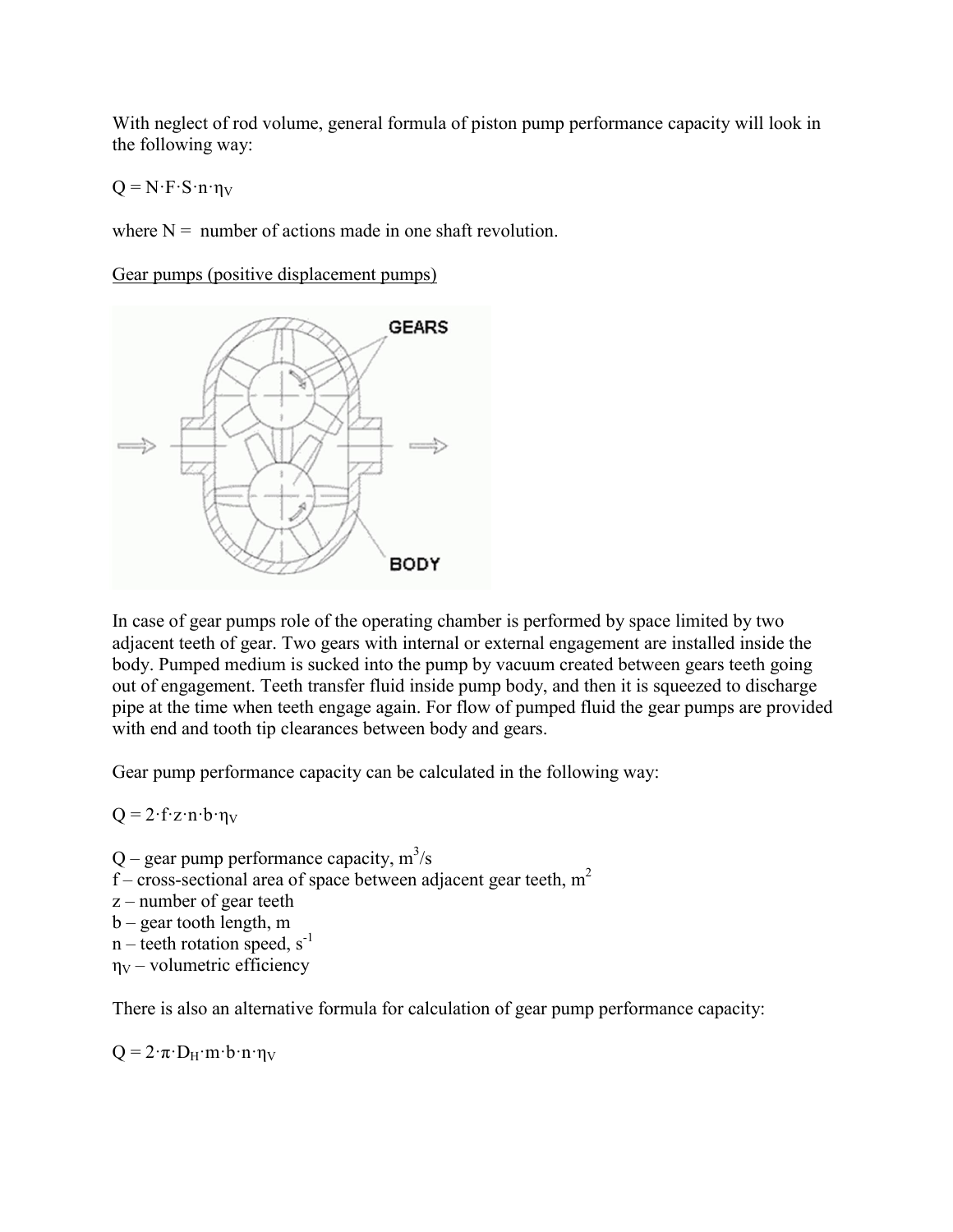With neglect of rod volume, general formula of piston pump performance capacity will look in the following way:

$Q = N \cdot F \cdot S \cdot n \cdot \eta_V$

where N = number of actions made in one shaft revolution.

Gear pumps (positive displacement pumps)

In case of gear pumps role of the operating chamber is performed by space limited by two adjacent teeth of gear. Two gears with internal or external engagement are installed inside the body. Pumped medium is sucked into the pump by vacuum created between gears teeth going out of engagement. Teeth transfer fluid inside pump body, and then it is squeezed to discharge pipe at the time when teeth engage again. For flow of pumped fluid the gear pumps are provided with end and tooth tip clearances between body and gears.

Gear pump performance capacity can be calculated in the following way:

$Q = 2 \cdot f \cdot z \cdot n \cdot b \cdot \eta_V$

$Q$ – gear pump performance capacity, $m^3/s$
$f$ – cross-sectional area of space between adjacent gear teeth, $m^2$
$z$ – number of gear teeth
$b$ – gear tooth length, m
$n$ – teeth rotation speed, $s^{-1}$
$\eta_V$ – volumetric efficiency

There is also an alternative formula for calculation of gear pump performance capacity:

$Q = 2 \cdot \pi \cdot D_H \cdot m \cdot b \cdot n \cdot \eta_V$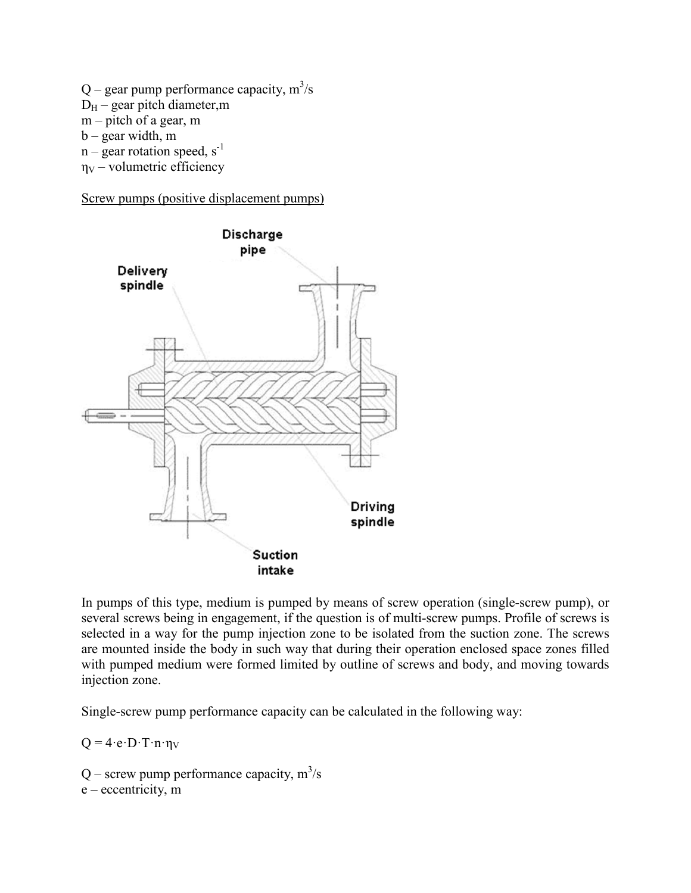$Q$ – gear pump performance capacity, $m^3/s$
$D_H$ – gear pitch diameter,m
$m$ – pitch of a gear, m
$b$ – gear width, m
$n$ – gear rotation speed, $s^{-1}$
$\eta_V$ – volumetric efficiency

Screw pumps (positive displacement pumps)

In pumps of this type, medium is pumped by means of screw operation (single-screw pump), or several screws being in engagement, if the question is of multi-screw pumps. Profile of screws is selected in a way for the pump injection zone to be isolated from the suction zone. The screws are mounted inside the body in such way that during their operation enclosed space zones filled with pumped medium were formed limited by outline of screws and body, and moving towards injection zone.

Single-screw pump performance capacity can be calculated in the following way:

$$Q = 4 \cdot e \cdot D \cdot T \cdot n \cdot \eta_V$$

$Q$ – screw pump performance capacity, $m^3/s$
$e$ – eccentricity, m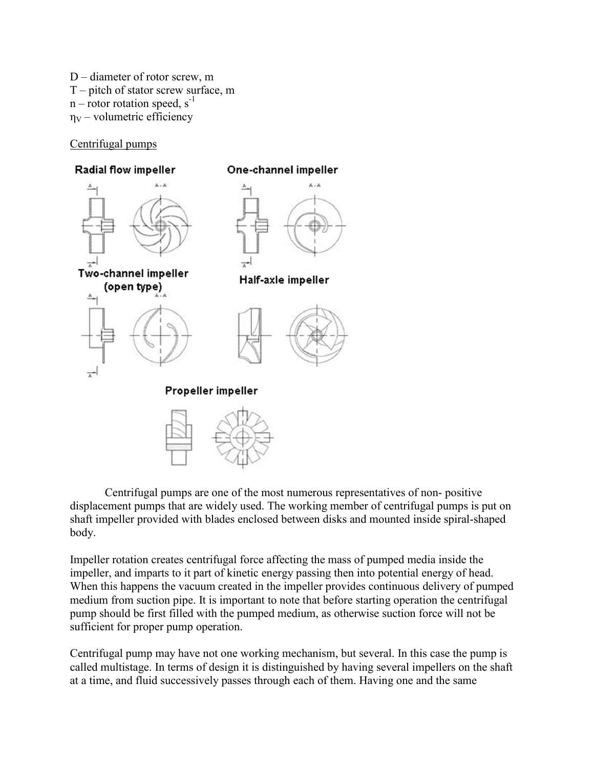D – diameter of rotor screw, m
T – pitch of stator screw surface, m
n – rotor rotation speed, $s^{-1}$
$\eta_V$ – volumetric efficiency

Centrifugal pumps

Radial flow impeller

One-channel impeller

Two-channel impeller (open type)

Half-axle impeller

Propeller impeller

Centrifugal pumps are one of the most numerous representatives of non- positive displacement pumps that are widely used. The working member of centrifugal pumps is put on shaft impeller provided with blades enclosed between disks and mounted inside spiral-shaped body.

Impeller rotation creates centrifugal force affecting the mass of pumped media inside the impeller, and imparts to it part of kinetic energy passing then into potential energy of head. When this happens the vacuum created in the impeller provides continuous delivery of pumped medium from suction pipe. It is important to note that before starting operation the centrifugal pump should be first filled with the pumped medium, as otherwise suction force will not be sufficient for proper pump operation.

Centrifugal pump may have not one working mechanism, but several. In this case the pump is called multistage. In terms of design it is distinguished by having several impellers on the shaft at a time, and fluid successively passes through each of them. Having one and the same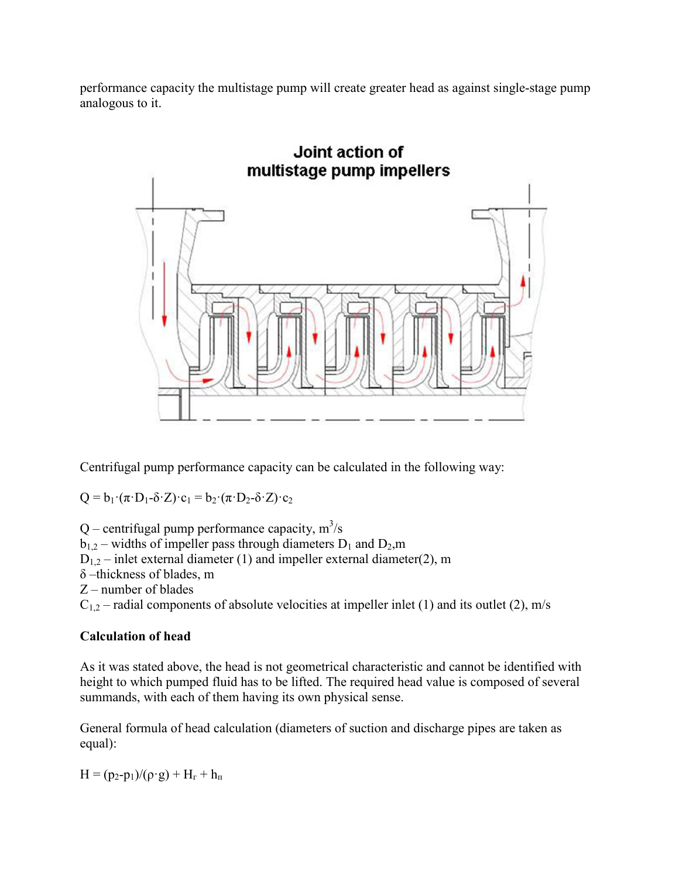performance capacity the multistage pump will create greater head as against single-stage pump analogous to it.

Joint action of multistage pump impellers

Centrifugal pump performance capacity can be calculated in the following way:

$Q = b_1 \cdot (\pi \cdot D_1 - \delta \cdot Z) \cdot c_1 = b_2 \cdot (\pi \cdot D_2 - \delta \cdot Z) \cdot c_2$

$Q$ – centrifugal pump performance capacity, $m^3/s$
$b_{1,2}$ – widths of impeller pass through diameters $D_1$ and $D_2$, m
$D_{1,2}$ – inlet external diameter (1) and impeller external diameter(2), m
$\delta$ –thickness of blades, m
$Z$ – number of blades
$C_{1,2}$ – radial components of absolute velocities at impeller inlet (1) and its outlet (2), m/s

**Calculation of head**

As it was stated above, the head is not geometrical characteristic and cannot be identified with height to which pumped fluid has to be lifted. The required head value is composed of several summands, with each of them having its own physical sense.

General formula of head calculation (diameters of suction and discharge pipes are taken as equal):

$H = (p_2 - p_1)/(\rho \cdot g) + H_г + h_п$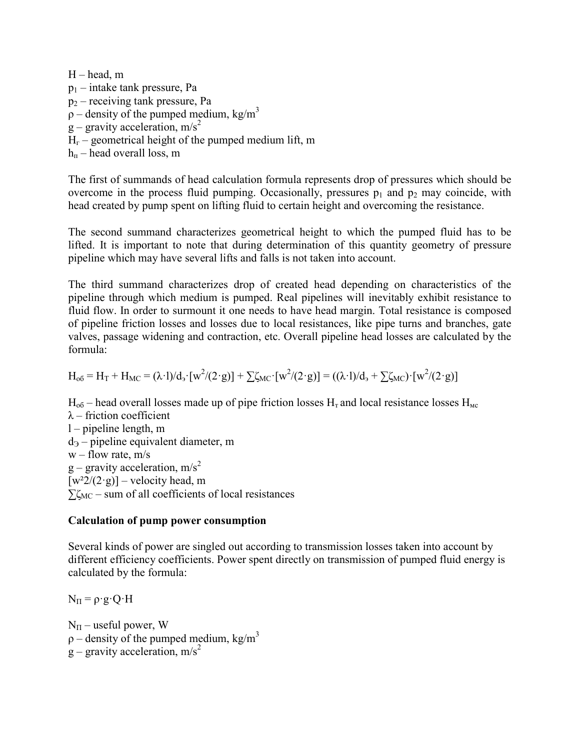H – head, m
$p_1$ – intake tank pressure, Pa
$p_2$ – receiving tank pressure, Pa
ρ – density of the pumped medium, kg/m$^3$
g – gravity acceleration, m/s$^2$
$H_г$ – geometrical height of the pumped medium lift, m
$h_п$ – head overall loss, m

The first of summands of head calculation formula represents drop of pressures which should be overcome in the process fluid pumping. Occasionally, pressures $p_1$ and $p_2$ may coincide, with head created by pump spent on lifting fluid to certain height and overcoming the resistance.

The second summand characterizes geometrical height to which the pumped fluid has to be lifted. It is important to note that during determination of this quantity geometry of pressure pipeline which may have several lifts and falls is not taken into account.

The third summand characterizes drop of created head depending on characteristics of the pipeline through which medium is pumped. Real pipelines will inevitably exhibit resistance to fluid flow. In order to surmount it one needs to have head margin. Total resistance is composed of pipeline friction losses and losses due to local resistances, like pipe turns and branches, gate valves, passage widening and contraction, etc. Overall pipeline head losses are calculated by the formula:

$$H_{об} = H_T + H_{MC} = (\lambda \cdot l)/d_э \cdot [w^2/(2 \cdot g)] + \sum\zeta_{MC} \cdot [w^2/(2 \cdot g)] = ((\lambda \cdot l)/d_э + \sum\zeta_{MC}) \cdot [w^2/(2 \cdot g)]$$

$H_{об}$ – head overall losses made up of pipe friction losses $H_т$ and local resistance losses $H_{мс}$
λ – friction coefficient
l – pipeline length, m
$d_Э$ – pipeline equivalent diameter, m
w – flow rate, m/s
g – gravity acceleration, m/s$^2$
$[w^2 2/(2 \cdot g)]$ – velocity head, m
$\sum\zeta_{MC}$ – sum of all coefficients of local resistances

**Calculation of pump power consumption**

Several kinds of power are singled out according to transmission losses taken into account by different efficiency coefficients. Power spent directly on transmission of pumped fluid energy is calculated by the formula:

$$N_П = \rho \cdot g \cdot Q \cdot H$$

$N_П$ – useful power, W
ρ – density of the pumped medium, kg/m$^3$
g – gravity acceleration, m/s$^2$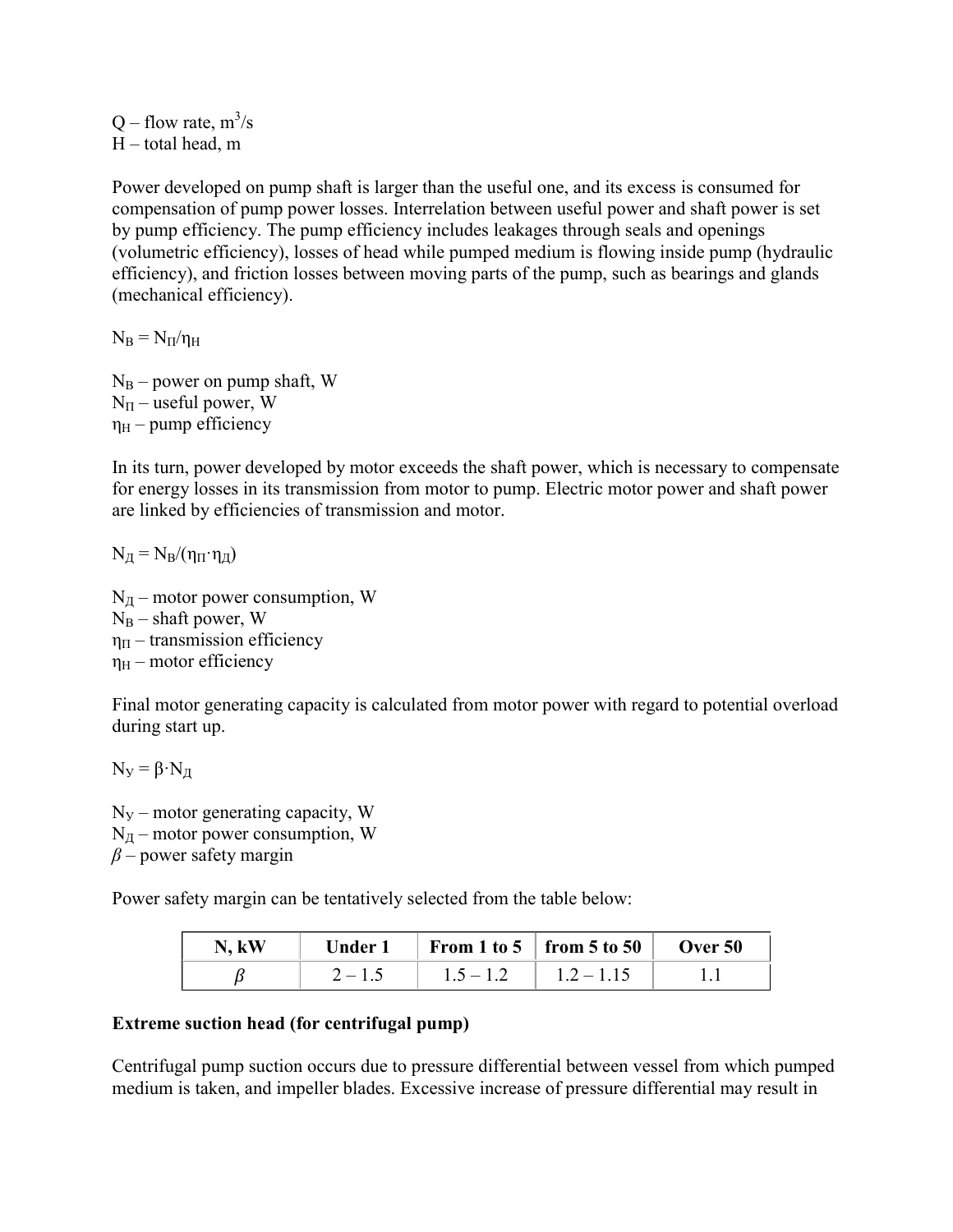Q – flow rate, $m^3/s$
H – total head, m

Power developed on pump shaft is larger than the useful one, and its excess is consumed for compensation of pump power losses. Interrelation between useful power and shaft power is set by pump efficiency. The pump efficiency includes leakages through seals and openings (volumetric efficiency), losses of head while pumped medium is flowing inside pump (hydraulic efficiency), and friction losses between moving parts of the pump, such as bearings and glands (mechanical efficiency).

$N_В = N_П/\eta_Н$

$N_В$ – power on pump shaft, W
$N_П$ – useful power, W
$\eta_Н$ – pump efficiency

In its turn, power developed by motor exceeds the shaft power, which is necessary to compensate for energy losses in its transmission from motor to pump. Electric motor power and shaft power are linked by efficiencies of transmission and motor.

$N_Д = N_В/(\eta_П \cdot \eta_Д)$

$N_Д$ – motor power consumption, W
$N_В$ – shaft power, W
$\eta_П$ – transmission efficiency
$\eta_Н$ – motor efficiency

Final motor generating capacity is calculated from motor power with regard to potential overload during start up.

$N_У = \beta \cdot N_Д$

$N_У$ – motor generating capacity, W
$N_Д$ – motor power consumption, W
$\beta$ – power safety margin

Power safety margin can be tentatively selected from the table below:

| N, kW | Under 1 | From 1 to 5 | from 5 to 50 | Over 50 |
|---|---|---|---|---|
| $\beta$ | 2 – 1.5 | 1.5 – 1.2 | 1.2 – 1.15 | 1.1 |

**Extreme suction head (for centrifugal pump)**

Centrifugal pump suction occurs due to pressure differential between vessel from which pumped medium is taken, and impeller blades. Excessive increase of pressure differential may result in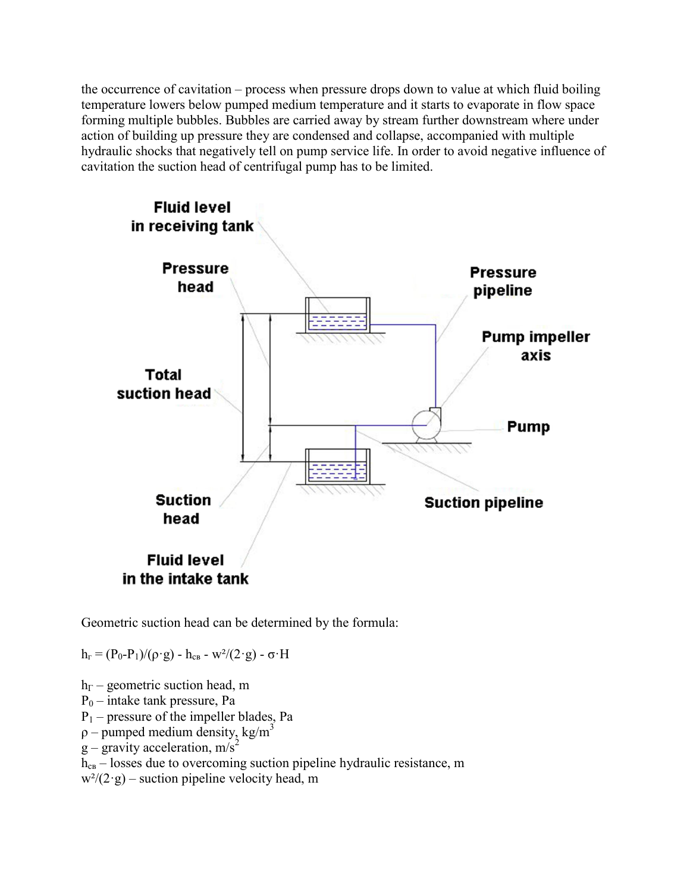the occurrence of cavitation – process when pressure drops down to value at which fluid boiling temperature lowers below pumped medium temperature and it starts to evaporate in flow space forming multiple bubbles. Bubbles are carried away by stream further downstream where under action of building up pressure they are condensed and collapse, accompanied with multiple hydraulic shocks that negatively tell on pump service life. In order to avoid negative influence of cavitation the suction head of centrifugal pump has to be limited.

Geometric suction head can be determined by the formula:

$$h_г = (P_0 - P_1)/(\rho \cdot g) - h_{св} - w^2/(2 \cdot g) - \sigma \cdot H$$

$h_Г$ – geometric suction head, m

$P_0$ – intake tank pressure, Pa

$P_1$ – pressure of the impeller blades, Pa

$\rho$ – pumped medium density, kg/m$^3$

$g$ – gravity acceleration, m/s$^2$

$h_{св}$ – losses due to overcoming suction pipeline hydraulic resistance, m

$w^2/(2 \cdot g)$ – suction pipeline velocity head, m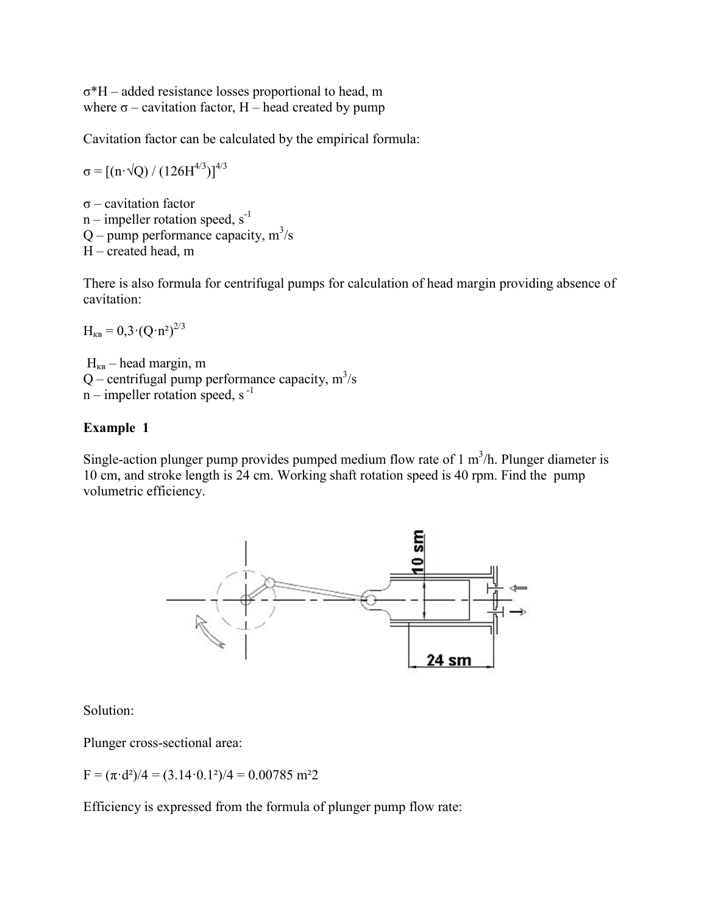$\sigma$*H – added resistance losses proportional to head, m
where $\sigma$ – cavitation factor, H – head created by pump

Cavitation factor can be calculated by the empirical formula:

$$\sigma = [(n\cdot\sqrt{Q}) / (126H^{4/3})]^{4/3}$$

$\sigma$ – cavitation factor
n – impeller rotation speed, $s^{-1}$
Q – pump performance capacity, $m^3/s$
H – created head, m

There is also formula for centrifugal pumps for calculation of head margin providing absence of cavitation:

$$H_{кв} = 0{,}3\cdot(Q\cdot n^2)^{2/3}$$

$H_{кв}$ – head margin, m
Q – centrifugal pump performance capacity, $m^3/s$
n – impeller rotation speed, $s^{-1}$

**Example 1**

Single-action plunger pump provides pumped medium flow rate of 1 $m^3/h$. Plunger diameter is 10 cm, and stroke length is 24 cm. Working shaft rotation speed is 40 rpm. Find the pump volumetric efficiency.

Solution:

Plunger cross-sectional area:

$$F = (\pi\cdot d^2)/4 = (3.14\cdot 0.1^2)/4 = 0.00785 \text{ m}^2 2$$

Efficiency is expressed from the formula of plunger pump flow rate: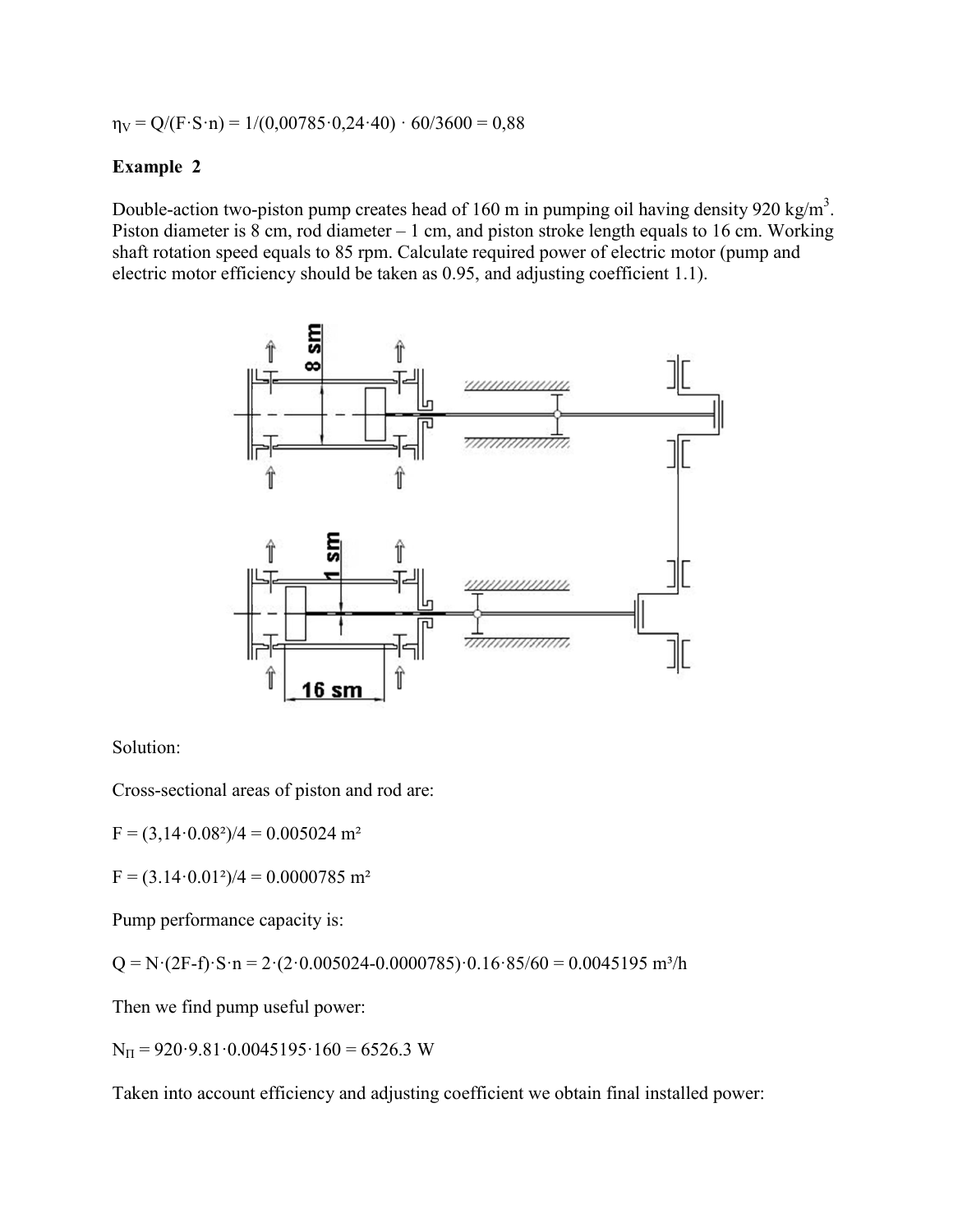$\eta_V = Q/(F \cdot S \cdot n) = 1/(0{,}00785 \cdot 0{,}24 \cdot 40) \cdot 60/3600 = 0{,}88$

**Example 2**

Double-action two-piston pump creates head of 160 m in pumping oil having density 920 kg/m$^3$. Piston diameter is 8 cm, rod diameter – 1 cm, and piston stroke length equals to 16 cm. Working shaft rotation speed equals to 85 rpm. Calculate required power of electric motor (pump and electric motor efficiency should be taken as 0.95, and adjusting coefficient 1.1).

Solution:

Cross-sectional areas of piston and rod are:

$F = (3{,}14 \cdot 0.08^2)/4 = 0.005024$ m²

$F = (3.14 \cdot 0.01^2)/4 = 0.0000785$ m²

Pump performance capacity is:

$Q = N \cdot (2F - f) \cdot S \cdot n = 2 \cdot (2 \cdot 0.005024 - 0.0000785) \cdot 0.16 \cdot 85/60 = 0.0045195$ m³/h

Then we find pump useful power:

$N_{\Pi} = 920 \cdot 9.81 \cdot 0.0045195 \cdot 160 = 6526.3$ W

Taken into account efficiency and adjusting coefficient we obtain final installed power: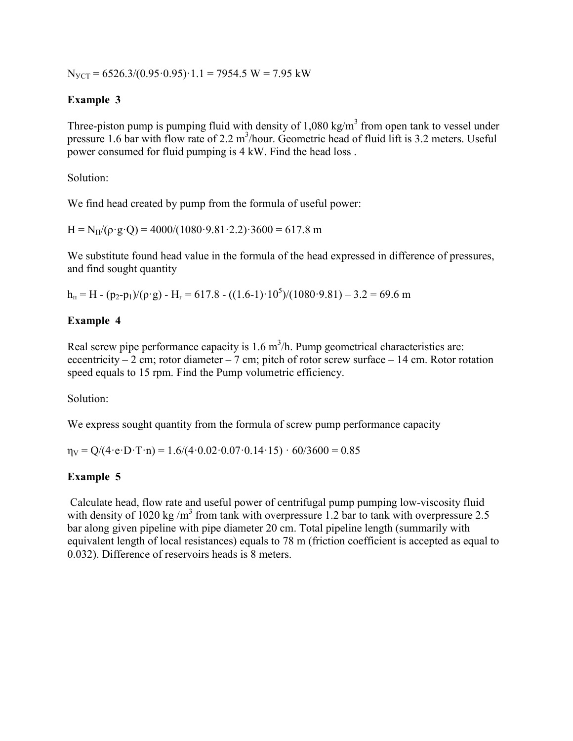$N_{УСТ} = 6526.3/(0.95 \cdot 0.95) \cdot 1.1 = 7954.5$ W = 7.95 kW

### Example 3

Three-piston pump is pumping fluid with density of 1,080 kg/m$^3$ from open tank to vessel under pressure 1.6 bar with flow rate of 2.2 m$^3$/hour. Geometric head of fluid lift is 3.2 meters. Useful power consumed for fluid pumping is 4 kW. Find the head loss .

Solution:

We find head created by pump from the formula of useful power:

$$H = N_П/(\rho \cdot g \cdot Q) = 4000/(1080 \cdot 9.81 \cdot 2.2) \cdot 3600 = 617.8 \text{ m}$$

We substitute found head value in the formula of the head expressed in difference of pressures, and find sought quantity

$$h_п = H - (p_2 - p_1)/(\rho \cdot g) - H_г = 617.8 - ((1.6-1) \cdot 10^5)/(1080 \cdot 9.81) - 3.2 = 69.6 \text{ m}$$

### Example 4

Real screw pipe performance capacity is 1.6 m$^3$/h. Pump geometrical characteristics are: eccentricity – 2 cm; rotor diameter – 7 cm; pitch of rotor screw surface – 14 cm. Rotor rotation speed equals to 15 rpm. Find the Pump volumetric efficiency.

Solution:

We express sought quantity from the formula of screw pump performance capacity

$$\eta_V = Q/(4 \cdot e \cdot D \cdot T \cdot n) = 1.6/(4 \cdot 0.02 \cdot 0.07 \cdot 0.14 \cdot 15) \cdot 60/3600 = 0.85$$

### Example 5

Calculate head, flow rate and useful power of centrifugal pump pumping low-viscosity fluid with density of 1020 kg /m$^3$ from tank with overpressure 1.2 bar to tank with overpressure 2.5 bar along given pipeline with pipe diameter 20 cm. Total pipeline length (summarily with equivalent length of local resistances) equals to 78 m (friction coefficient is accepted as equal to 0.032). Difference of reservoirs heads is 8 meters.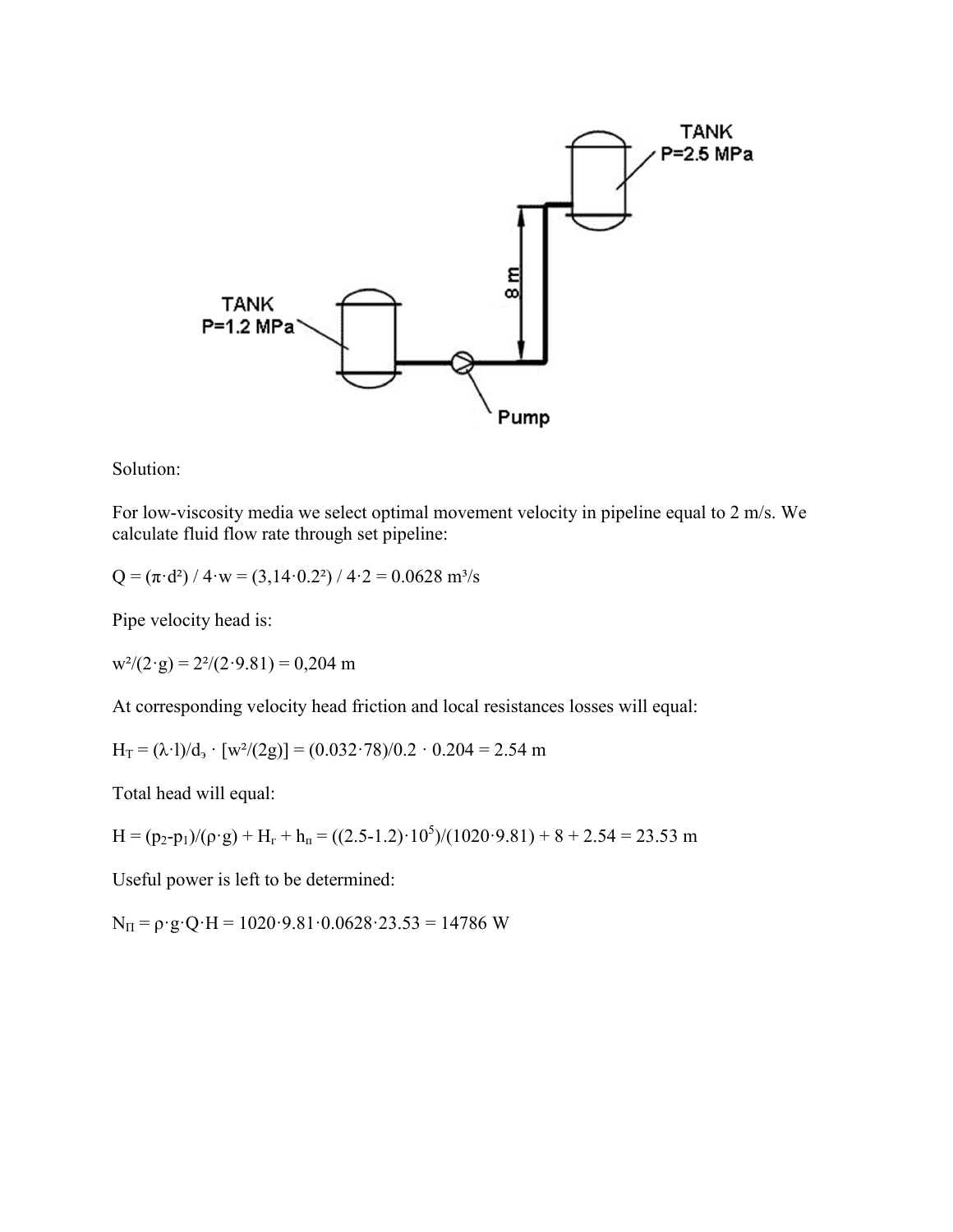TANK
P=2.5 MPa

8 m

TANK
P=1.2 MPa

Pump

Solution:

For low-viscosity media we select optimal movement velocity in pipeline equal to 2 m/s. We calculate fluid flow rate through set pipeline:

$$Q = (\pi \cdot d^2) / 4 \cdot w = (3{,}14 \cdot 0.2^2) / 4 \cdot 2 = 0.0628 \text{ m}^3/\text{s}$$

Pipe velocity head is:

$$w^2/(2 \cdot g) = 2^2/(2 \cdot 9.81) = 0{,}204 \text{ m}$$

At corresponding velocity head friction and local resistances losses will equal:

$$H_T = (\lambda \cdot l)/d_э \cdot [w^2/(2g)] = (0.032 \cdot 78)/0.2 \cdot 0.204 = 2.54 \text{ m}$$

Total head will equal:

$$H = (p_2 - p_1)/(\rho \cdot g) + H_г + h_п = ((2.5-1.2) \cdot 10^5)/(1020 \cdot 9.81) + 8 + 2.54 = 23.53 \text{ m}$$

Useful power is left to be determined:

$$N_П = \rho \cdot g \cdot Q \cdot H = 1020 \cdot 9.81 \cdot 0.0628 \cdot 23.53 = 14786 \text{ W}$$